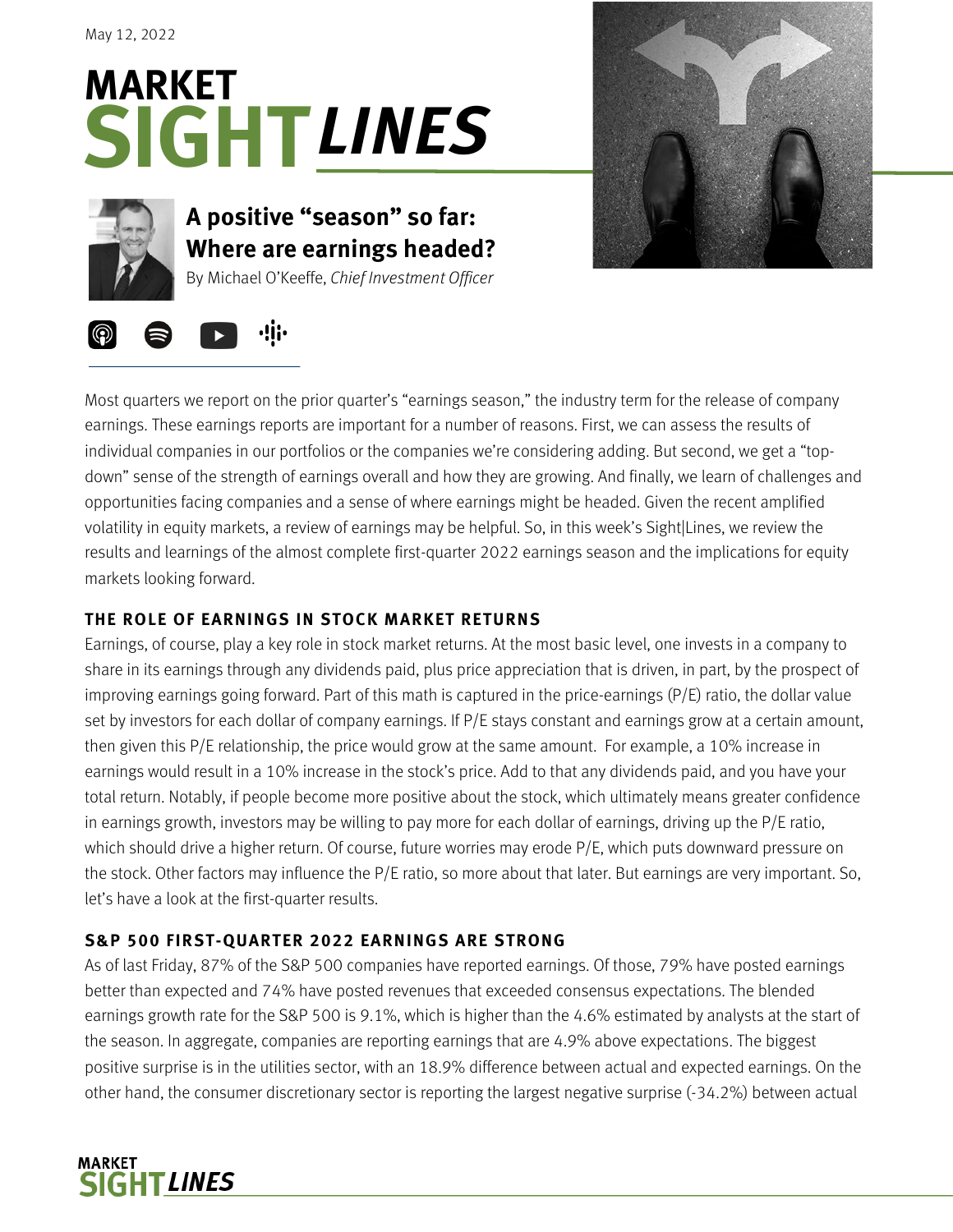May 12, 2022

# MARKET SIGHT*LINES*

## A positive "season" so far: Where are earnings headed?

By Michael O'Keeffe, *Chief Investment Officer*

Most quarters we report on the prior quarter's "earnings season," the industry term for the release of company earnings. These earnings reports are important for a number of reasons. First, we can assess the results of individual companies in our portfolios or the companies we're considering adding. But second, we get a "top-down" sense of the strength of earnings overall and how they are growing. And finally, we learn of challenges and opportunities facing companies and a sense of where earnings might be headed. Given the recent amplified volatility in equity markets, a review of earnings may be helpful. So, in this week's Sight|Lines, we review the results and learnings of the almost complete first-quarter 2022 earnings season and the implications for equity markets looking forward.

### THE ROLE OF EARNINGS IN STOCK MARKET RETURNS

Earnings, of course, play a key role in stock market returns. At the most basic level, one invests in a company to share in its earnings through any dividends paid, plus price appreciation that is driven, in part, by the prospect of improving earnings going forward. Part of this math is captured in the price-earnings (P/E) ratio, the dollar value set by investors for each dollar of company earnings. If P/E stays constant and earnings grow at a certain amount, then given this P/E relationship, the price would grow at the same amount. For example, a 10% increase in earnings would result in a 10% increase in the stock's price. Add to that any dividends paid, and you have your total return. Notably, if people become more positive about the stock, which ultimately means greater confidence in earnings growth, investors may be willing to pay more for each dollar of earnings, driving up the P/E ratio, which should drive a higher return. Of course, future worries may erode P/E, which puts downward pressure on the stock. Other factors may influence the P/E ratio, so more about that later. But earnings are very important. So, let's have a look at the first-quarter results.

### S&P 500 FIRST-QUARTER 2022 EARNINGS ARE STRONG

As of last Friday, 87% of the S&P 500 companies have reported earnings. Of those, 79% have posted earnings better than expected and 74% have posted revenues that exceeded consensus expectations. The blended earnings growth rate for the S&P 500 is 9.1%, which is higher than the 4.6% estimated by analysts at the start of the season. In aggregate, companies are reporting earnings that are 4.9% above expectations. The biggest positive surprise is in the utilities sector, with an 18.9% difference between actual and expected earnings. On the other hand, the consumer discretionary sector is reporting the largest negative surprise (-34.2%) between actual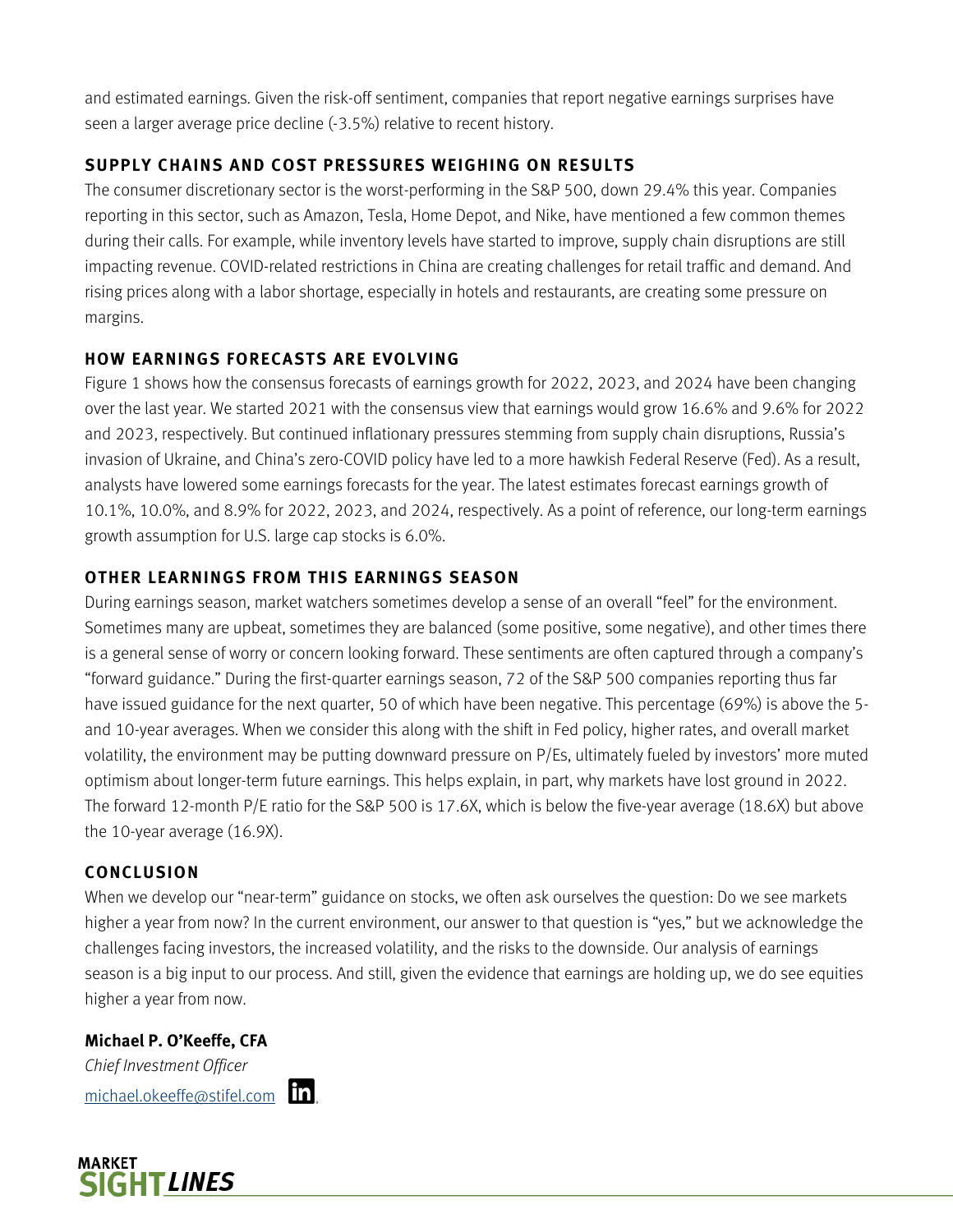and estimated earnings. Given the risk-off sentiment, companies that report negative earnings surprises have seen a larger average price decline (-3.5%) relative to recent history.

## SUPPLY CHAINS AND COST PRESSURES WEIGHING ON RESULTS

The consumer discretionary sector is the worst-performing in the S&P 500, down 29.4% this year. Companies reporting in this sector, such as Amazon, Tesla, Home Depot, and Nike, have mentioned a few common themes during their calls. For example, while inventory levels have started to improve, supply chain disruptions are still impacting revenue. COVID-related restrictions in China are creating challenges for retail traffic and demand. And rising prices along with a labor shortage, especially in hotels and restaurants, are creating some pressure on margins.

## HOW EARNINGS FORECASTS ARE EVOLVING

Figure 1 shows how the consensus forecasts of earnings growth for 2022, 2023, and 2024 have been changing over the last year. We started 2021 with the consensus view that earnings would grow 16.6% and 9.6% for 2022 and 2023, respectively. But continued inflationary pressures stemming from supply chain disruptions, Russia's invasion of Ukraine, and China's zero-COVID policy have led to a more hawkish Federal Reserve (Fed). As a result, analysts have lowered some earnings forecasts for the year. The latest estimates forecast earnings growth of 10.1%, 10.0%, and 8.9% for 2022, 2023, and 2024, respectively. As a point of reference, our long-term earnings growth assumption for U.S. large cap stocks is 6.0%.

## OTHER LEARNINGS FROM THIS EARNINGS SEASON

During earnings season, market watchers sometimes develop a sense of an overall "feel" for the environment. Sometimes many are upbeat, sometimes they are balanced (some positive, some negative), and other times there is a general sense of worry or concern looking forward. These sentiments are often captured through a company's "forward guidance." During the first-quarter earnings season, 72 of the S&P 500 companies reporting thus far have issued guidance for the next quarter, 50 of which have been negative. This percentage (69%) is above the 5- and 10-year averages. When we consider this along with the shift in Fed policy, higher rates, and overall market volatility, the environment may be putting downward pressure on P/Es, ultimately fueled by investors' more muted optimism about longer-term future earnings. This helps explain, in part, why markets have lost ground in 2022. The forward 12-month P/E ratio for the S&P 500 is 17.6X, which is below the five-year average (18.6X) but above the 10-year average (16.9X).

## CONCLUSION

When we develop our "near-term" guidance on stocks, we often ask ourselves the question: Do we see markets higher a year from now? In the current environment, our answer to that question is "yes," but we acknowledge the challenges facing investors, the increased volatility, and the risks to the downside. Our analysis of earnings season is a big input to our process. And still, given the evidence that earnings are holding up, we do see equities higher a year from now.

**Michael P. O'Keeffe, CFA**
*Chief Investment Officer*
michael.okeeffe@stifel.com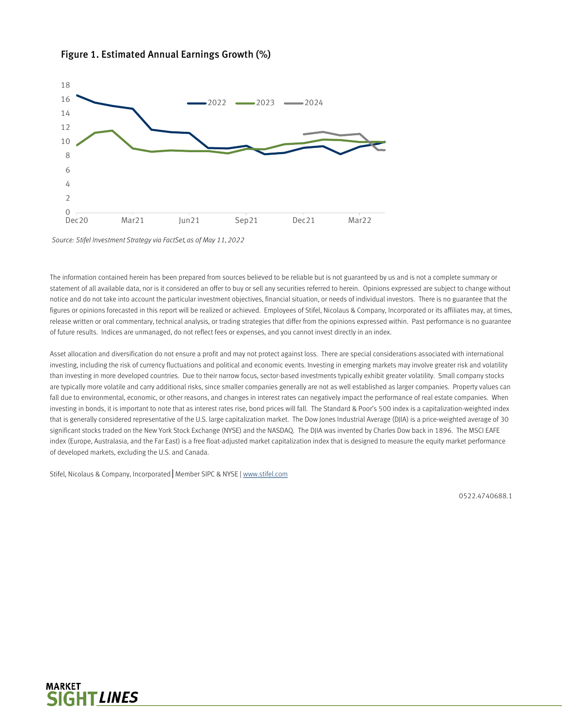**Figure 1. Estimated Annual Earnings Growth (%)**

18
16
14
12
10
8
6
4
2
0

Dec20
Mar21
Jun21
Sep21
Dec21
Mar22

2022
2023
2024

*Source: Stifel Investment Strategy via FactSet, as of May 11, 2022*

The information contained herein has been prepared from sources believed to be reliable but is not guaranteed by us and is not a complete summary or statement of all available data, nor is it considered an offer to buy or sell any securities referred to herein. Opinions expressed are subject to change without notice and do not take into account the particular investment objectives, financial situation, or needs of individual investors. There is no guarantee that the figures or opinions forecasted in this report will be realized or achieved. Employees of Stifel, Nicolaus & Company, Incorporated or its affiliates may, at times, release written or oral commentary, technical analysis, or trading strategies that differ from the opinions expressed within. Past performance is no guarantee of future results. Indices are unmanaged, do not reflect fees or expenses, and you cannot invest directly in an index.

Asset allocation and diversification do not ensure a profit and may not protect against loss. There are special considerations associated with international investing, including the risk of currency fluctuations and political and economic events. Investing in emerging markets may involve greater risk and volatility than investing in more developed countries. Due to their narrow focus, sector-based investments typically exhibit greater volatility. Small company stocks are typically more volatile and carry additional risks, since smaller companies generally are not as well established as larger companies. Property values can fall due to environmental, economic, or other reasons, and changes in interest rates can negatively impact the performance of real estate companies. When investing in bonds, it is important to note that as interest rates rise, bond prices will fall. The Standard & Poor's 500 index is a capitalization-weighted index that is generally considered representative of the U.S. large capitalization market. The Dow Jones Industrial Average (DJIA) is a price-weighted average of 30 significant stocks traded on the New York Stock Exchange (NYSE) and the NASDAQ. The DJIA was invented by Charles Dow back in 1896. The MSCI EAFE index (Europe, Australasia, and the Far East) is a free float-adjusted market capitalization index that is designed to measure the equity market performance of developed markets, excluding the U.S. and Canada.

Stifel, Nicolaus & Company, Incorporated | Member SIPC & NYSE | www.stifel.com

0522.4740688.1